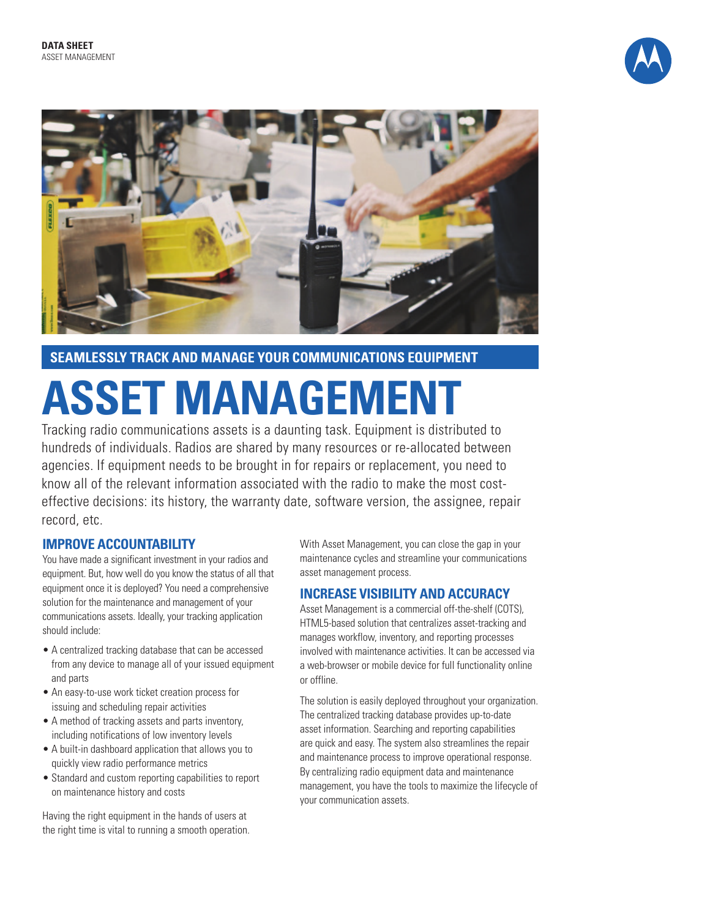**DATA SHEET**
ASSET MANAGEMENT

## SEAMLESSLY TRACK AND MANAGE YOUR COMMUNICATIONS EQUIPMENT

# ASSET MANAGEMENT

Tracking radio communications assets is a daunting task. Equipment is distributed to hundreds of individuals. Radios are shared by many resources or re-allocated between agencies. If equipment needs to be brought in for repairs or replacement, you need to know all of the relevant information associated with the radio to make the most cost-effective decisions: its history, the warranty date, software version, the assignee, repair record, etc.

### IMPROVE ACCOUNTABILITY

You have made a significant investment in your radios and equipment. But, how well do you know the status of all that equipment once it is deployed? You need a comprehensive solution for the maintenance and management of your communications assets. Ideally, your tracking application should include:

- A centralized tracking database that can be accessed from any device to manage all of your issued equipment and parts
- An easy-to-use work ticket creation process for issuing and scheduling repair activities
- A method of tracking assets and parts inventory, including notifications of low inventory levels
- A built-in dashboard application that allows you to quickly view radio performance metrics
- Standard and custom reporting capabilities to report on maintenance history and costs

Having the right equipment in the hands of users at the right time is vital to running a smooth operation. With Asset Management, you can close the gap in your maintenance cycles and streamline your communications asset management process.

### INCREASE VISIBILITY AND ACCURACY

Asset Management is a commercial off-the-shelf (COTS), HTML5-based solution that centralizes asset-tracking and manages workflow, inventory, and reporting processes involved with maintenance activities. It can be accessed via a web-browser or mobile device for full functionality online or offline.

The solution is easily deployed throughout your organization. The centralized tracking database provides up-to-date asset information. Searching and reporting capabilities are quick and easy. The system also streamlines the repair and maintenance process to improve operational response. By centralizing radio equipment data and maintenance management, you have the tools to maximize the lifecycle of your communication assets.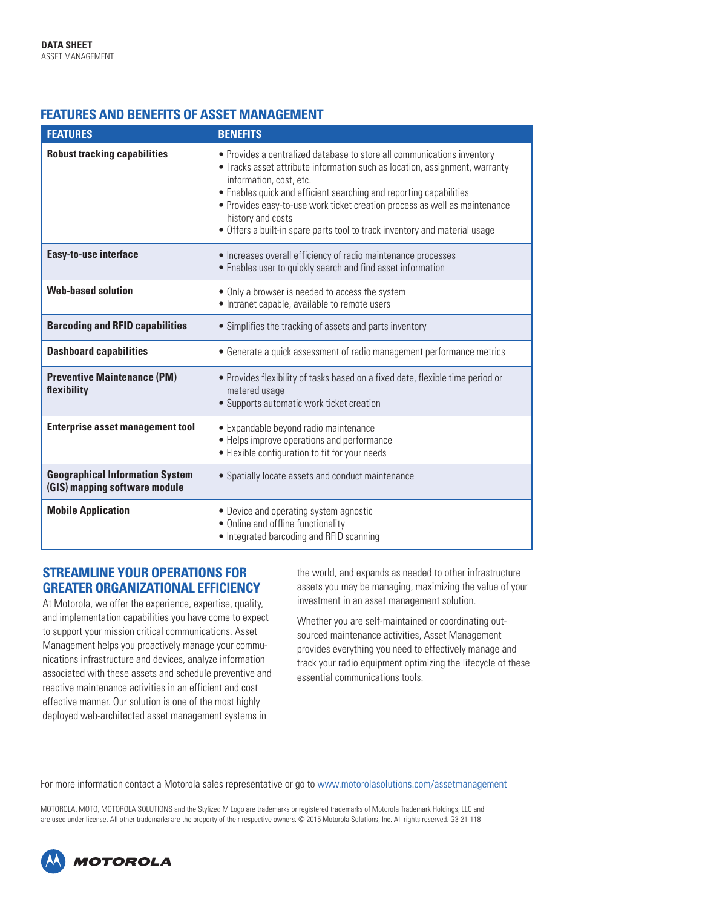DATA SHEET
ASSET MANAGEMENT

## FEATURES AND BENEFITS OF ASSET MANAGEMENT

| FEATURES | BENEFITS |
|---|---|
| **Robust tracking capabilities** | • Provides a centralized database to store all communications inventory<br>• Tracks asset attribute information such as location, assignment, warranty information, cost, etc.<br>• Enables quick and efficient searching and reporting capabilities<br>• Provides easy-to-use work ticket creation process as well as maintenance history and costs<br>• Offers a built-in spare parts tool to track inventory and material usage |
| **Easy-to-use interface** | • Increases overall efficiency of radio maintenance processes<br>• Enables user to quickly search and find asset information |
| **Web-based solution** | • Only a browser is needed to access the system<br>• Intranet capable, available to remote users |
| **Barcoding and RFID capabilities** | • Simplifies the tracking of assets and parts inventory |
| **Dashboard capabilities** | • Generate a quick assessment of radio management performance metrics |
| **Preventive Maintenance (PM) flexibility** | • Provides flexibility of tasks based on a fixed date, flexible time period or metered usage<br>• Supports automatic work ticket creation |
| **Enterprise asset management tool** | • Expandable beyond radio maintenance<br>• Helps improve operations and performance<br>• Flexible configuration to fit for your needs |
| **Geographical Information System (GIS) mapping software module** | • Spatially locate assets and conduct maintenance |
| **Mobile Application** | • Device and operating system agnostic<br>• Online and offline functionality<br>• Integrated barcoding and RFID scanning |

## STREAMLINE YOUR OPERATIONS FOR GREATER ORGANIZATIONAL EFFICIENCY

At Motorola, we offer the experience, expertise, quality, and implementation capabilities you have come to expect to support your mission critical communications. Asset Management helps you proactively manage your communications infrastructure and devices, analyze information associated with these assets and schedule preventive and reactive maintenance activities in an efficient and cost effective manner. Our solution is one of the most highly deployed web-architected asset management systems in the world, and expands as needed to other infrastructure assets you may be managing, maximizing the value of your investment in an asset management solution.

Whether you are self-maintained or coordinating out-sourced maintenance activities, Asset Management provides everything you need to effectively manage and track your radio equipment optimizing the lifecycle of these essential communications tools.

For more information contact a Motorola sales representative or go to www.motorolasolutions.com/assetmanagement

MOTOROLA, MOTO, MOTOROLA SOLUTIONS and the Stylized M Logo are trademarks or registered trademarks of Motorola Trademark Holdings, LLC and are used under license. All other trademarks are the property of their respective owners. © 2015 Motorola Solutions, Inc. All rights reserved. G3-21-118

MOTOROLA